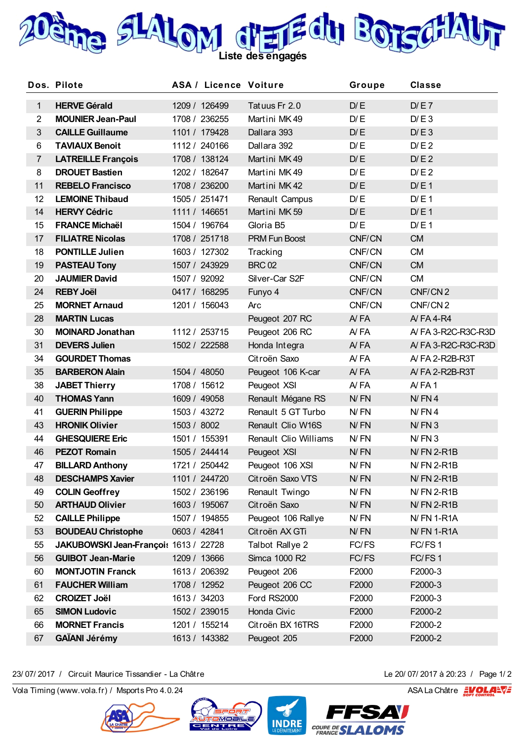# 20ème SLALOM d'ETE du BOTSCHAUT

## Liste des engagés

| Dos. | Pilote | ASA / Licence | Voiture | Groupe | Classe |
|---|---|---|---|---|---|
| 1 | **HERVE Gérald** | 1209 / 126499 | Tatuus Fr 2.0 | D/E | D/E 7 |
| 2 | **MOUNIER Jean-Paul** | 1708 / 236255 | Martini MK 49 | D/E | D/E 3 |
| 3 | **CAILLE Guillaume** | 1101 / 179428 | Dallara 393 | D/E | D/E 3 |
| 6 | **TAVIAUX Benoit** | 1112 / 240166 | Dallara 392 | D/E | D/E 2 |
| 7 | **LATREILLE François** | 1708 / 138124 | Martini MK 49 | D/E | D/E 2 |
| 8 | **DROUET Bastien** | 1202 / 182647 | Martini MK 49 | D/E | D/E 2 |
| 11 | **REBELO Francisco** | 1708 / 236200 | Martini MK 42 | D/E | D/E 1 |
| 12 | **LEMOINE Thibaud** | 1505 / 251471 | Renault Campus | D/E | D/E 1 |
| 14 | **HERVY Cédric** | 1111 / 146651 | Martini MK 59 | D/E | D/E 1 |
| 15 | **FRANCE Michaël** | 1504 / 196764 | Gloria B5 | D/E | D/E 1 |
| 17 | **FILIATRE Nicolas** | 1708 / 251718 | PRM Fun Boost | CNF/CN | CM |
| 18 | **PONTILLE Julien** | 1603 / 127302 | Tracking | CNF/CN | CM |
| 19 | **PASTEAU Tony** | 1507 / 243929 | BRC 02 | CNF/CN | CM |
| 20 | **JAUMIER David** | 1507 / 92092 | Silver-Car S2F | CNF/CN | CM |
| 24 | **REBY Joël** | 0417 / 168295 | Funyo 4 | CNF/CN | CNF/CN 2 |
| 25 | **MORNET Arnaud** | 1201 / 156043 | Arc | CNF/CN | CNF/CN 2 |
| 28 | **MARTIN Lucas** | | Peugeot 207 RC | A/FA | A/FA 4-R4 |
| 30 | **MOINARD Jonathan** | 1112 / 253715 | Peugeot 206 RC | A/FA | A/FA 3-R2C-R3C-R3D |
| 31 | **DEVERS Julien** | 1502 / 222588 | Honda Integra | A/FA | A/FA 3-R2C-R3C-R3D |
| 34 | **GOURDET Thomas** | | Citroën Saxo | A/FA | A/FA 2-R2B-R3T |
| 35 | **BARBERON Alain** | 1504 / 48050 | Peugeot 106 K-car | A/FA | A/FA 2-R2B-R3T |
| 38 | **JABET Thierry** | 1708 / 15612 | Peugeot XSI | A/FA | A/FA 1 |
| 40 | **THOMAS Yann** | 1609 / 49058 | Renault Mégane RS | N/FN | N/FN 4 |
| 41 | **GUERIN Philippe** | 1503 / 43272 | Renault 5 GT Turbo | N/FN | N/FN 4 |
| 43 | **HRONIK Olivier** | 1503 / 8002 | Renault Clio W16S | N/FN | N/FN 3 |
| 44 | **GHESQUIERE Eric** | 1501 / 155391 | Renault Clio Williams | N/FN | N/FN 3 |
| 46 | **PEZOT Romain** | 1505 / 244414 | Peugeot XSI | N/FN | N/FN 2-R1B |
| 47 | **BILLARD Anthony** | 1721 / 250442 | Peugeot 106 XSI | N/FN | N/FN 2-R1B |
| 48 | **DESCHAMPS Xavier** | 1101 / 244720 | Citroën Saxo VTS | N/FN | N/FN 2-R1B |
| 49 | **COLIN Geoffrey** | 1502 / 236196 | Renault Twingo | N/FN | N/FN 2-R1B |
| 50 | **ARTHAUD Olivier** | 1603 / 195067 | Citroën Saxo | N/FN | N/FN 2-R1B |
| 52 | **CAILLE Philippe** | 1507 / 194855 | Peugeot 106 Rallye | N/FN | N/FN 1-R1A |
| 53 | **BOUDEAU Christophe** | 0603 / 42841 | Citroën AX GTi | N/FN | N/FN 1-R1A |
| 55 | **JAKUBOWSKI Jean-François** | 1613 / 22728 | Talbot Rallye 2 | FC/FS | FC/FS 1 |
| 56 | **GUIBOT Jean-Marie** | 1209 / 13666 | Simca 1000 R2 | FC/FS | FC/FS 1 |
| 60 | **MONTJOTIN Franck** | 1613 / 206392 | Peugeot 206 | F2000 | F2000-3 |
| 61 | **FAUCHER William** | 1708 / 12952 | Peugeot 206 CC | F2000 | F2000-3 |
| 62 | **CROIZET Joël** | 1613 / 34203 | Ford RS2000 | F2000 | F2000-3 |
| 65 | **SIMON Ludovic** | 1502 / 239015 | Honda Civic | F2000 | F2000-2 |
| 66 | **MORNET Francis** | 1201 / 155214 | Citroën BX 16TRS | F2000 | F2000-2 |
| 67 | **GAÏANI Jérémy** | 1613 / 143382 | Peugeot 205 | F2000 | F2000-2 |

23/07/2017 / Circuit Maurice Tissandier - La Châtre — Le 20/07/2017 à 20:23

Vola Timing (www.vola.fr) / Msports Pro 4.0.24 — ASA La Châtre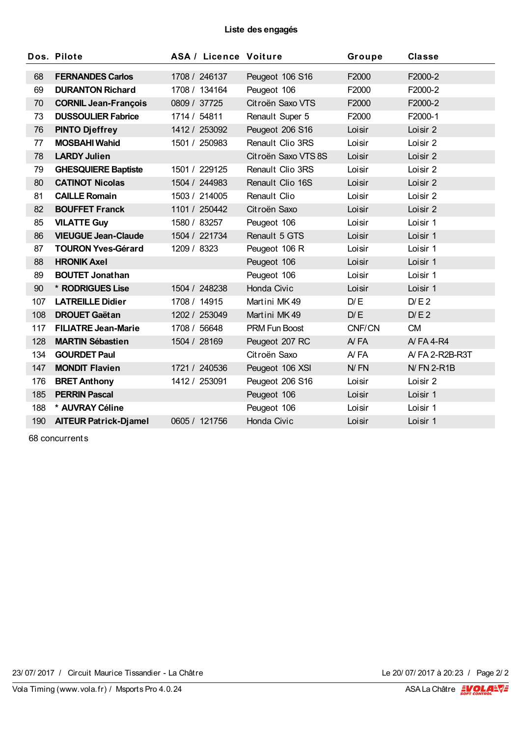**Liste des engagés**

| Dos. | Pilote | ASA / Licence | Voiture | Groupe | Classe |
|---|---|---|---|---|---|
| 68 | **FERNANDES Carlos** | 1708 / 246137 | Peugeot 106 S16 | F2000 | F2000-2 |
| 69 | **DURANTON Richard** | 1708 / 134164 | Peugeot 106 | F2000 | F2000-2 |
| 70 | **CORNIL Jean-François** | 0809 / 37725 | Citroën Saxo VTS | F2000 | F2000-2 |
| 73 | **DUSSOULIER Fabrice** | 1714 / 54811 | Renault Super 5 | F2000 | F2000-1 |
| 76 | **PINTO Djeffrey** | 1412 / 253092 | Peugeot 206 S16 | Loisir | Loisir 2 |
| 77 | **MOSBAHI Wahid** | 1501 / 250983 | Renault Clio 3RS | Loisir | Loisir 2 |
| 78 | **LARDY Julien** | | Citroën Saxo VTS 8S | Loisir | Loisir 2 |
| 79 | **GHESQUIERE Baptiste** | 1501 / 229125 | Renault Clio 3RS | Loisir | Loisir 2 |
| 80 | **CATINOT Nicolas** | 1504 / 244983 | Renault Clio 16S | Loisir | Loisir 2 |
| 81 | **CAILLE Romain** | 1503 / 214005 | Renault Clio | Loisir | Loisir 2 |
| 82 | **BOUFFET Franck** | 1101 / 250442 | Citroën Saxo | Loisir | Loisir 2 |
| 85 | **VILATTE Guy** | 1580 / 83257 | Peugeot 106 | Loisir | Loisir 1 |
| 86 | **VIEUGUE Jean-Claude** | 1504 / 221734 | Renault 5 GTS | Loisir | Loisir 1 |
| 87 | **TOURON Yves-Gérard** | 1209 / 8323 | Peugeot 106 R | Loisir | Loisir 1 |
| 88 | **HRONIK Axel** | | Peugeot 106 | Loisir | Loisir 1 |
| 89 | **BOUTET Jonathan** | | Peugeot 106 | Loisir | Loisir 1 |
| 90 | **\* RODRIGUES Lise** | 1504 / 248238 | Honda Civic | Loisir | Loisir 1 |
| 107 | **LATREILLE Didier** | 1708 / 14915 | Martini MK 49 | D/E | D/E 2 |
| 108 | **DROUET Gaëtan** | 1202 / 253049 | Martini MK 49 | D/E | D/E 2 |
| 117 | **FILIATRE Jean-Marie** | 1708 / 56648 | PRM Fun Boost | CNF/CN | CM |
| 128 | **MARTIN Sébastien** | 1504 / 28169 | Peugeot 207 RC | A/FA | A/FA 4-R4 |
| 134 | **GOURDET Paul** | | Citroën Saxo | A/FA | A/FA 2-R2B-R3T |
| 147 | **MONDIT Flavien** | 1721 / 240536 | Peugeot 106 XSI | N/FN | N/FN 2-R1B |
| 176 | **BRET Anthony** | 1412 / 253091 | Peugeot 206 S16 | Loisir | Loisir 2 |
| 185 | **PERRIN Pascal** | | Peugeot 106 | Loisir | Loisir 1 |
| 188 | **\* AUVRAY Céline** | | Peugeot 106 | Loisir | Loisir 1 |
| 190 | **AITEUR Patrick-Djamel** | 0605 / 121756 | Honda Civic | Loisir | Loisir 1 |

68 concurrents

23/07/2017 / Circuit Maurice Tissandier - La Châtre — Le 20/07/2017 à 20:23

Vola Timing (www.vola.fr) / Msports Pro 4.0.24 — ASA La Châtre